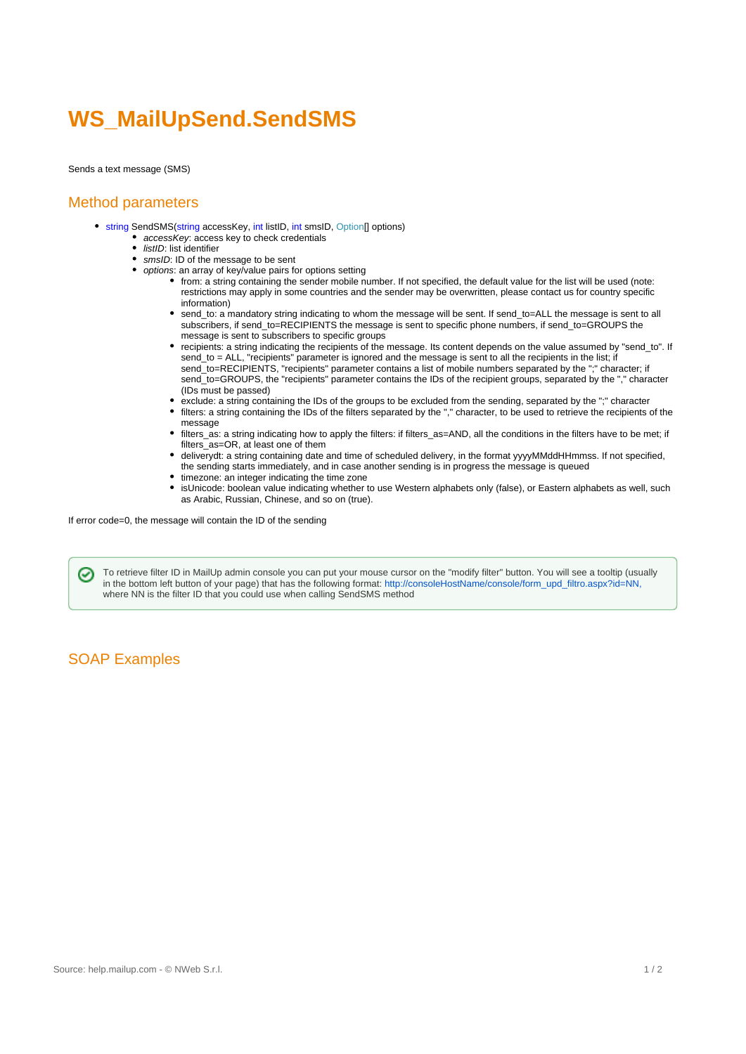# WS_MailUpSend.SendSMS

Sends a text message (SMS)

## Method parameters

- string SendSMS(string accessKey, int listID, int smsID, Option[] options)
    - *accessKey*: access key to check credentials
    - *listID*: list identifier
    - *smsID*: ID of the message to be sent
    - *options*: an array of key/value pairs for options setting
        - from: a string containing the sender mobile number. If not specified, the default value for the list will be used (note: restrictions may apply in some countries and the sender may be overwritten, please contact us for country specific information)
        - send_to: a mandatory string indicating to whom the message will be sent. If send_to=ALL the message is sent to all subscribers, if send_to=RECIPIENTS the message is sent to specific phone numbers, if send_to=GROUPS the message is sent to subscribers to specific groups
        - recipients: a string indicating the recipients of the message. Its content depends on the value assumed by "send_to". If send_to = ALL, "recipients" parameter is ignored and the message is sent to all the recipients in the list; if send_to=RECIPIENTS, "recipients" parameter contains a list of mobile numbers separated by the ";" character; if send_to=GROUPS, the "recipients" parameter contains the IDs of the recipient groups, separated by the "," character (IDs must be passed)
        - exclude: a string containing the IDs of the groups to be excluded from the sending, separated by the ";" character
        - filters: a string containing the IDs of the filters separated by the "," character, to be used to retrieve the recipients of the message
        - filters_as: a string indicating how to apply the filters: if filters_as=AND, all the conditions in the filters have to be met; if filters_as=OR, at least one of them
        - deliverydt: a string containing date and time of scheduled delivery, in the format yyyyMMddHHmmss. If not specified, the sending starts immediately, and in case another sending is in progress the message is queued
        - timezone: an integer indicating the time zone
        - isUnicode: boolean value indicating whether to use Western alphabets only (false), or Eastern alphabets as well, such as Arabic, Russian, Chinese, and so on (true).

If error code=0, the message will contain the ID of the sending

> To retrieve filter ID in MailUp admin console you can put your mouse cursor on the "modify filter" button. You will see a tooltip (usually in the bottom left button of your page) that has the following format: http://consoleHostName/console/form_upd_filtro.aspx?id=NN, where NN is the filter ID that you could use when calling SendSMS method

## SOAP Examples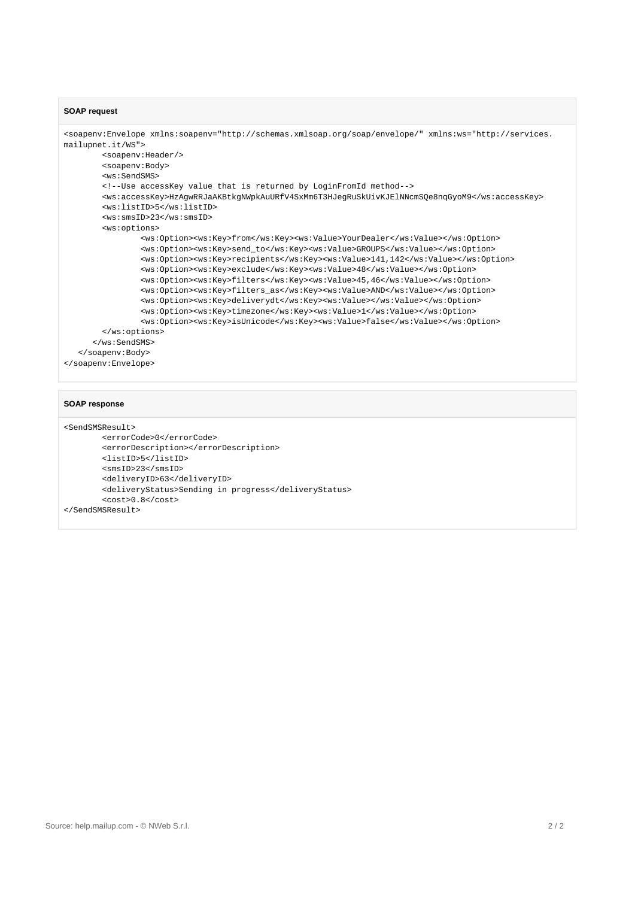**SOAP request**

```
<soapenv:Envelope xmlns:soapenv="http://schemas.xmlsoap.org/soap/envelope/" xmlns:ws="http://services.
mailupnet.it/WS">
        <soapenv:Header/>
        <soapenv:Body>
        <ws:SendSMS>
        <!--Use accessKey value that is returned by LoginFromId method-->
        <ws:accessKey>HzAgwRRJaAKBtkgNWpkAuURfV4SxMm6T3HJegRuSkUivKJElNNcmSQe8nqGyoM9</ws:accessKey>
        <ws:listID>5</ws:listID>
        <ws:smsID>23</ws:smsID>
        <ws:options>
                <ws:Option><ws:Key>from</ws:Key><ws:Value>YourDealer</ws:Value></ws:Option>
                <ws:Option><ws:Key>send_to</ws:Key><ws:Value>GROUPS</ws:Value></ws:Option>
                <ws:Option><ws:Key>recipients</ws:Key><ws:Value>141,142</ws:Value></ws:Option>
                <ws:Option><ws:Key>exclude</ws:Key><ws:Value>48</ws:Value></ws:Option>
                <ws:Option><ws:Key>filters</ws:Key><ws:Value>45,46</ws:Value></ws:Option>
                <ws:Option><ws:Key>filters_as</ws:Key><ws:Value>AND</ws:Value></ws:Option>
                <ws:Option><ws:Key>deliverydt</ws:Key><ws:Value></ws:Value></ws:Option>
                <ws:Option><ws:Key>timezone</ws:Key><ws:Value>1</ws:Value></ws:Option>
                <ws:Option><ws:Key>isUnicode</ws:Key><ws:Value>false</ws:Value></ws:Option>
        </ws:options>
      </ws:SendSMS>
   </soapenv:Body>
</soapenv:Envelope>
```

**SOAP response**

```
<SendSMSResult>
        <errorCode>0</errorCode>
        <errorDescription></errorDescription>
        <listID>5</listID>
        <smsID>23</smsID>
        <deliveryID>63</deliveryID>
        <deliveryStatus>Sending in progress</deliveryStatus>
        <cost>0.8</cost>
</SendSMSResult>
```

Source: help.mailup.com - © NWeb S.r.l.